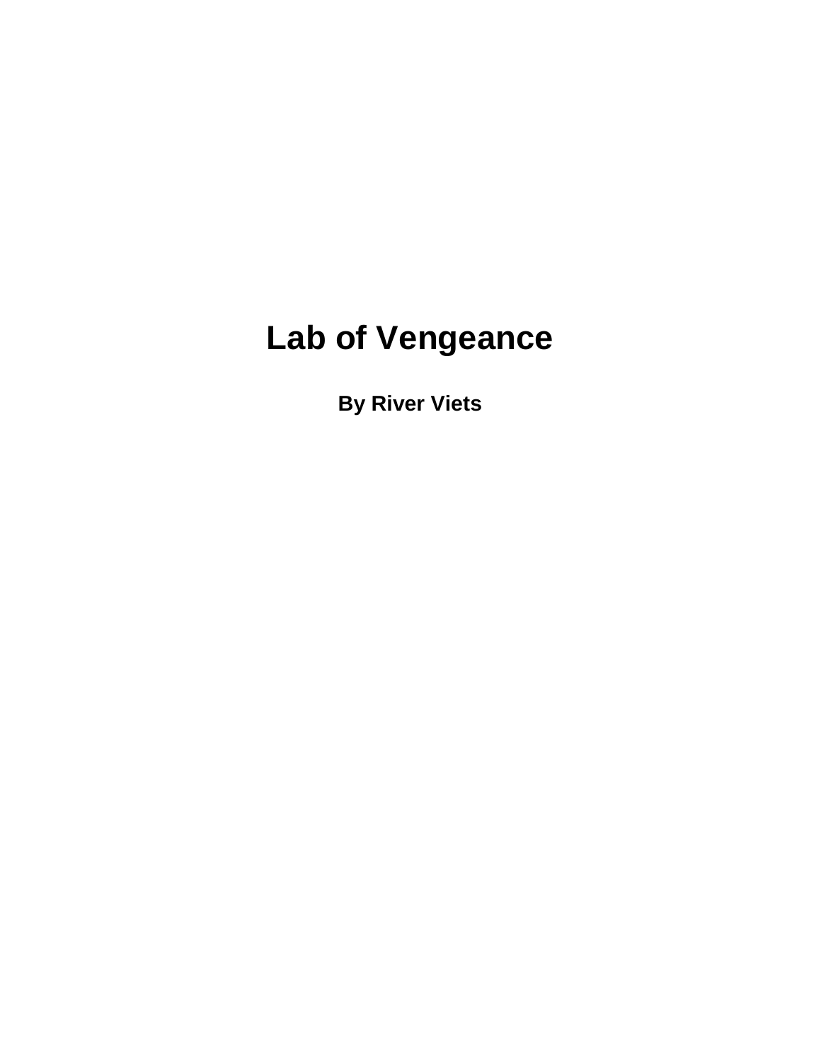# Lab of Vengeance

**By River Viets**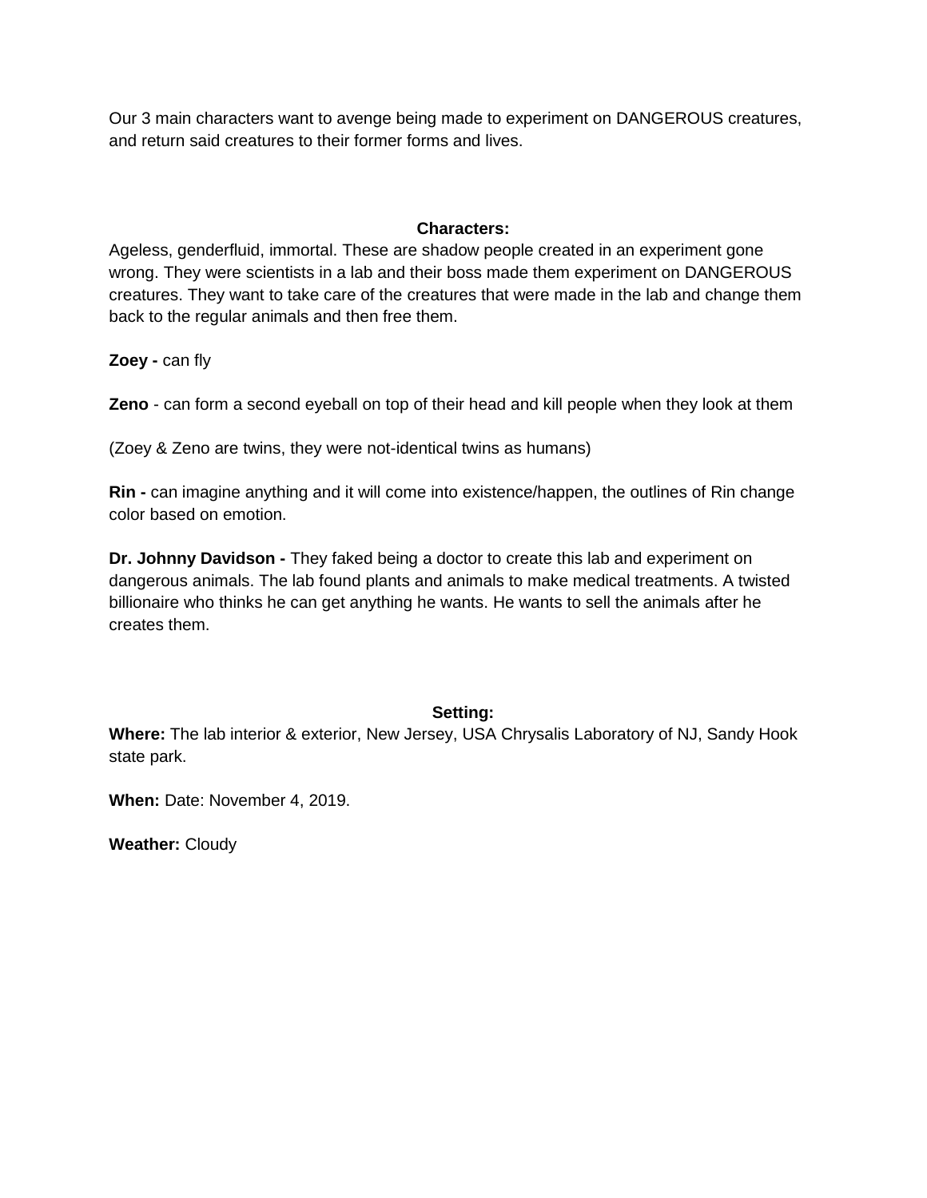Our 3 main characters want to avenge being made to experiment on DANGEROUS creatures, and return said creatures to their former forms and lives.

## Characters:

Ageless, genderfluid, immortal. These are shadow people created in an experiment gone wrong. They were scientists in a lab and their boss made them experiment on DANGEROUS creatures. They want to take care of the creatures that were made in the lab and change them back to the regular animals and then free them.

**Zoey -** can fly

**Zeno** - can form a second eyeball on top of their head and kill people when they look at them

(Zoey & Zeno are twins, they were not-identical twins as humans)

**Rin -** can imagine anything and it will come into existence/happen, the outlines of Rin change color based on emotion.

**Dr. Johnny Davidson -** They faked being a doctor to create this lab and experiment on dangerous animals. The lab found plants and animals to make medical treatments. A twisted billionaire who thinks he can get anything he wants. He wants to sell the animals after he creates them.

## Setting:

**Where:** The lab interior & exterior, New Jersey, USA Chrysalis Laboratory of NJ, Sandy Hook state park.

**When:** Date: November 4, 2019.

**Weather:** Cloudy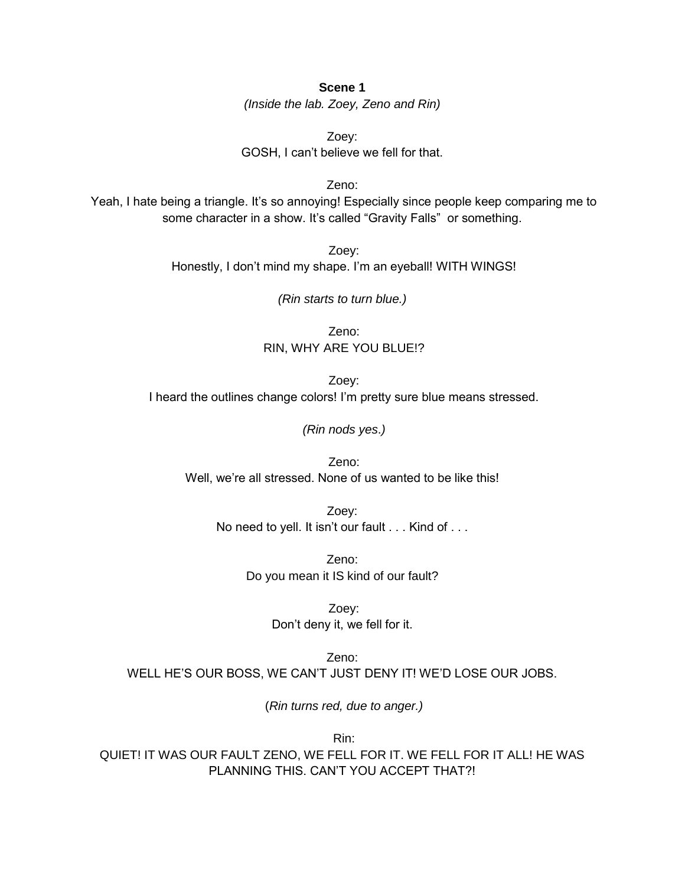**Scene 1**

*(Inside the lab. Zoey, Zeno and Rin)*

Zoey:
GOSH, I can't believe we fell for that.

Zeno:
Yeah, I hate being a triangle. It's so annoying! Especially since people keep comparing me to some character in a show. It's called "Gravity Falls" or something.

Zoey:
Honestly, I don't mind my shape. I'm an eyeball! WITH WINGS!

*(Rin starts to turn blue.)*

Zeno:
RIN, WHY ARE YOU BLUE!?

Zoey:
I heard the outlines change colors! I'm pretty sure blue means stressed.

*(Rin nods yes.)*

Zeno:
Well, we're all stressed. None of us wanted to be like this!

Zoey:
No need to yell. It isn't our fault . . . Kind of . . .

Zeno:
Do you mean it IS kind of our fault?

Zoey:
Don't deny it, we fell for it.

Zeno:
WELL HE'S OUR BOSS, WE CAN'T JUST DENY IT! WE'D LOSE OUR JOBS.

(*Rin turns red, due to anger.)*

Rin:
QUIET! IT WAS OUR FAULT ZENO, WE FELL FOR IT. WE FELL FOR IT ALL! HE WAS PLANNING THIS. CAN'T YOU ACCEPT THAT?!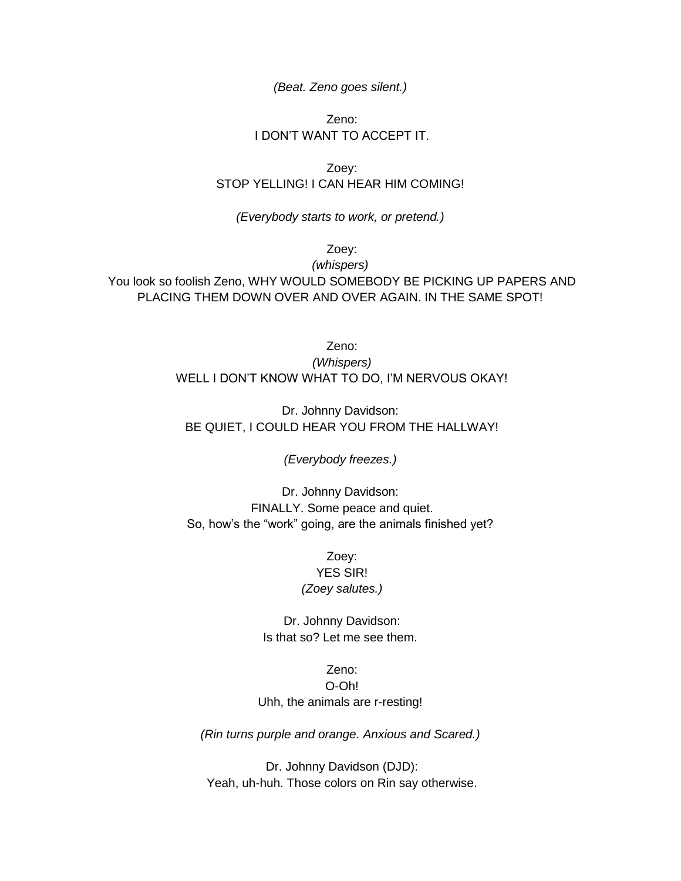*(Beat. Zeno goes silent.)*

Zeno:
I DON'T WANT TO ACCEPT IT.

Zoey:
STOP YELLING! I CAN HEAR HIM COMING!

*(Everybody starts to work, or pretend.)*

Zoey:
*(whispers)*
You look so foolish Zeno, WHY WOULD SOMEBODY BE PICKING UP PAPERS AND PLACING THEM DOWN OVER AND OVER AGAIN. IN THE SAME SPOT!

Zeno:
*(Whispers)*
WELL I DON'T KNOW WHAT TO DO, I'M NERVOUS OKAY!

Dr. Johnny Davidson:
BE QUIET, I COULD HEAR YOU FROM THE HALLWAY!

*(Everybody freezes.)*

Dr. Johnny Davidson:
FINALLY. Some peace and quiet.
So, how's the "work" going, are the animals finished yet?

Zoey:
YES SIR!
*(Zoey salutes.)*

Dr. Johnny Davidson:
Is that so? Let me see them.

Zeno:
O-Oh!
Uhh, the animals are r-resting!

*(Rin turns purple and orange. Anxious and Scared.)*

Dr. Johnny Davidson (DJD):
Yeah, uh-huh. Those colors on Rin say otherwise.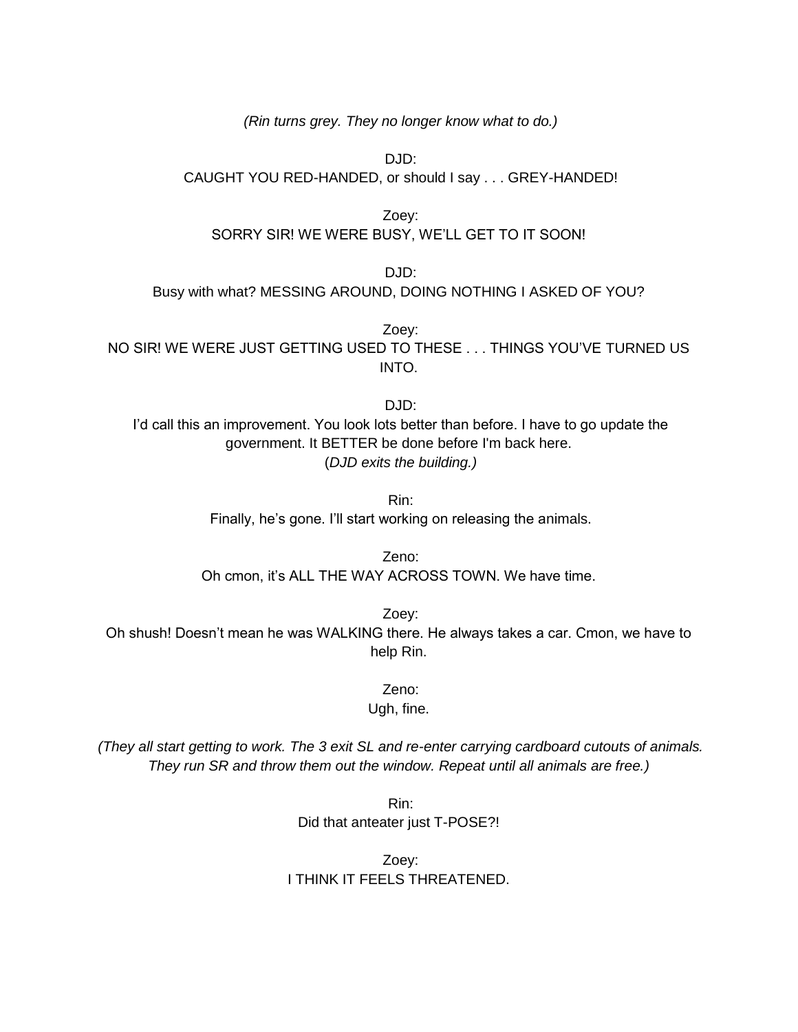*(Rin turns grey. They no longer know what to do.)*

DJD:
CAUGHT YOU RED-HANDED, or should I say . . . GREY-HANDED!

Zoey:
SORRY SIR! WE WERE BUSY, WE'LL GET TO IT SOON!

DJD:
Busy with what? MESSING AROUND, DOING NOTHING I ASKED OF YOU?

Zoey:
NO SIR! WE WERE JUST GETTING USED TO THESE . . . THINGS YOU'VE TURNED US INTO.

DJD:
I'd call this an improvement. You look lots better than before. I have to go update the government. It BETTER be done before I'm back here.
(*DJD exits the building.)*

Rin:
Finally, he's gone. I'll start working on releasing the animals.

Zeno:
Oh cmon, it's ALL THE WAY ACROSS TOWN. We have time.

Zoey:
Oh shush! Doesn't mean he was WALKING there. He always takes a car. Cmon, we have to help Rin.

Zeno:
Ugh, fine.

*(They all start getting to work. The 3 exit SL and re-enter carrying cardboard cutouts of animals. They run SR and throw them out the window. Repeat until all animals are free.)*

Rin:
Did that anteater just T-POSE?!

Zoey:
I THINK IT FEELS THREATENED.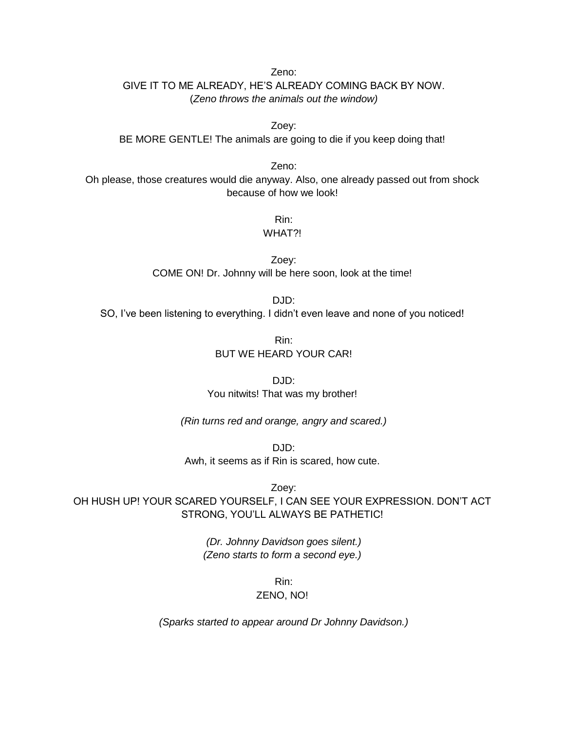Zeno:

GIVE IT TO ME ALREADY, HE'S ALREADY COMING BACK BY NOW.

(*Zeno throws the animals out the window)*

Zoey:

BE MORE GENTLE! The animals are going to die if you keep doing that!

Zeno:

Oh please, those creatures would die anyway. Also, one already passed out from shock because of how we look!

Rin:

WHAT?!

Zoey:

COME ON! Dr. Johnny will be here soon, look at the time!

DJD:

SO, I've been listening to everything. I didn't even leave and none of you noticed!

Rin:

BUT WE HEARD YOUR CAR!

DJD:

You nitwits! That was my brother!

*(Rin turns red and orange, angry and scared.)*

DJD:

Awh, it seems as if Rin is scared, how cute.

Zoey:

OH HUSH UP! YOUR SCARED YOURSELF, I CAN SEE YOUR EXPRESSION. DON'T ACT STRONG, YOU'LL ALWAYS BE PATHETIC!

*(Dr. Johnny Davidson goes silent.)*

*(Zeno starts to form a second eye.)*

Rin:

ZENO, NO!

*(Sparks started to appear around Dr Johnny Davidson.)*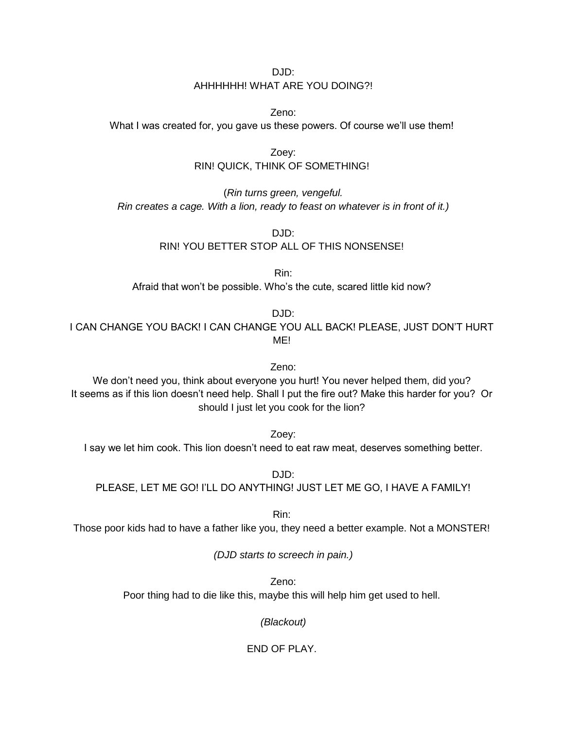DJD:

AHHHHHH! WHAT ARE YOU DOING?!

Zeno:

What I was created for, you gave us these powers. Of course we'll use them!

Zoey:

RIN! QUICK, THINK OF SOMETHING!

(*Rin turns green, vengeful.*
*Rin creates a cage. With a lion, ready to feast on whatever is in front of it.)*

DJD:

RIN! YOU BETTER STOP ALL OF THIS NONSENSE!

Rin:

Afraid that won't be possible. Who's the cute, scared little kid now?

DJD:

I CAN CHANGE YOU BACK! I CAN CHANGE YOU ALL BACK! PLEASE, JUST DON'T HURT ME!

Zeno:

We don't need you, think about everyone you hurt! You never helped them, did you? It seems as if this lion doesn't need help. Shall I put the fire out? Make this harder for you? Or should I just let you cook for the lion?

Zoey:

I say we let him cook. This lion doesn't need to eat raw meat, deserves something better.

DJD:

PLEASE, LET ME GO! I'LL DO ANYTHING! JUST LET ME GO, I HAVE A FAMILY!

Rin:

Those poor kids had to have a father like you, they need a better example. Not a MONSTER!

*(DJD starts to screech in pain.)*

Zeno:

Poor thing had to die like this, maybe this will help him get used to hell.

*(Blackout)*

END OF PLAY.